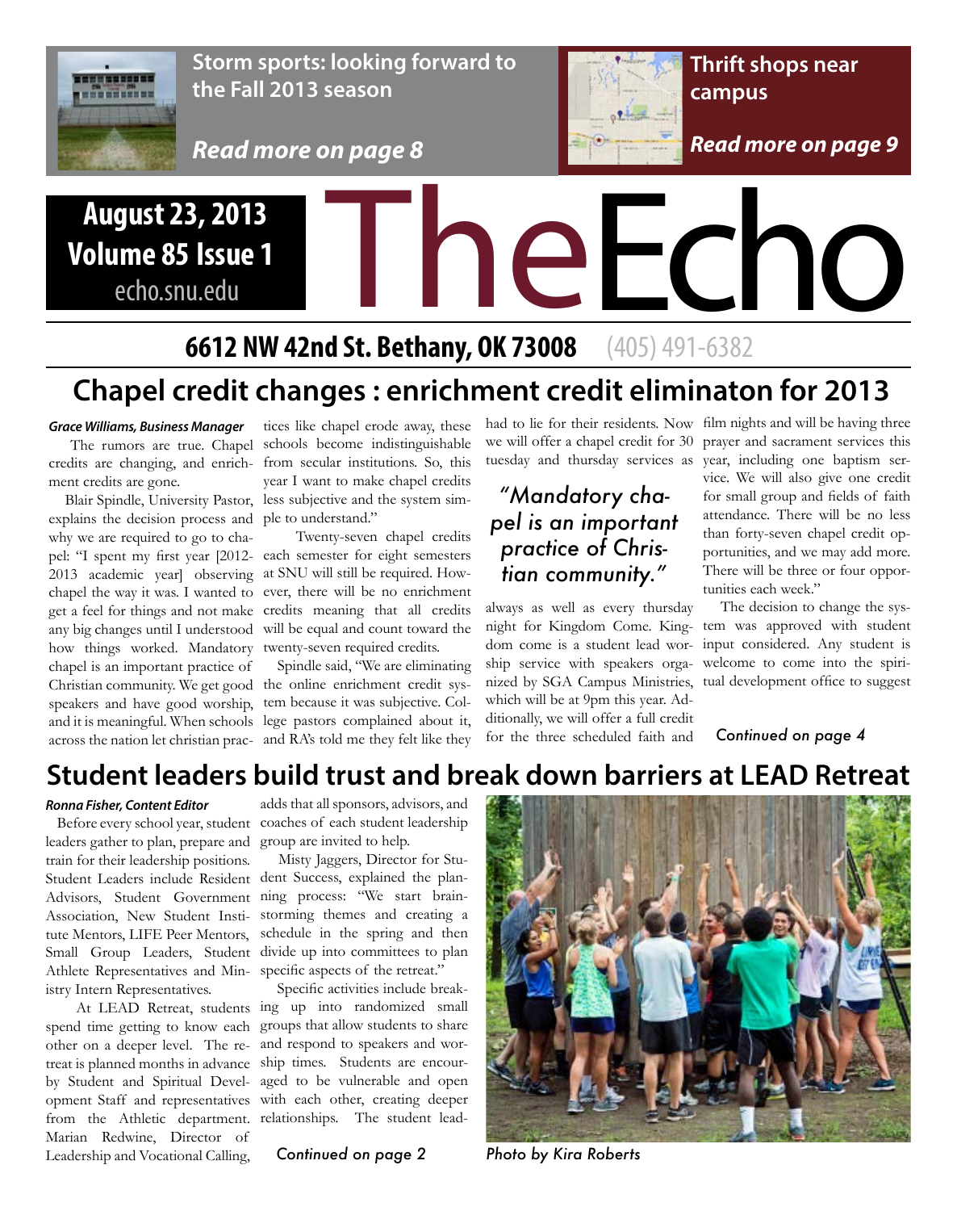**Storm sports: looking forward to the Fall 2013 season**

***Read more on page 8***

**Thrift shops near campus**

***Read more on page 9***

**August 23, 2013**
**Volume 85 Issue 1**
echo.snu.edu

# TheEcho

**6612 NW 42nd St. Bethany, OK 73008** (405) 491-6382

## Chapel credit changes : enrichment credit eliminaton for 2013

***Grace Williams, Business Manager***

The rumors are true. Chapel credits are changing, and enrichment credits are gone.

Blair Spindle, University Pastor, explains the decision process and why we are required to go to chapel: "I spent my first year [2012-2013 academic year] observing chapel the way it was. I wanted to get a feel for things and not make any big changes until I understood how things worked. Mandatory chapel is an important practice of Christian community. We get good speakers and have good worship, and it is meaningful. When schools across the nation let christian practices like chapel erode away, these schools become indistinguishable from secular institutions. So, this year I want to make chapel credits less subjective and the system simple to understand."

Twenty-seven chapel credits each semester for eight semesters at SNU will still be required. However, there will be no enrichment credits meaning that all credits will be equal and count toward the twenty-seven required credits.

Spindle said, "We are eliminating the online enrichment credit system because it was subjective. College pastors complained about it, and RA's told me they felt like they had to lie for their residents. Now we will offer a chapel credit for 30 tuesday and thursday services as always as well as every thursday night for Kingdom Come. Kingdom come is a student lead worship service with speakers organized by SGA Campus Ministries, which will be at 9pm this year. Additionally, we will offer a full credit for the three scheduled faith and film nights and will be having three prayer and sacrament services this year, including one baptism service. We will also give one credit for small group and fields of faith attendance. There will be no less than forty-seven chapel credit opportunities, and we may add more. There will be three or four opportunities each week."

> *"Mandatory chapel is an important practice of Christian community."*

The decision to change the system was approved with student input considered. Any student is welcome to come into the spiritual development office to suggest

*Continued on page 4*

## Student leaders build trust and break down barriers at LEAD Retreat

***Ronna Fisher, Content Editor***

Before every school year, student leaders gather to plan, prepare and train for their leadership positions. Student Leaders include Resident Advisors, Student Government Association, New Student Institute Mentors, LIFE Peer Mentors, Small Group Leaders, Student Athlete Representatives and Ministry Intern Representatives.

At LEAD Retreat, students spend time getting to know each other on a deeper level. The retreat is planned months in advance by Student and Spiritual Development Staff and representatives from the Athletic department. Marian Redwine, Director of Leadership and Vocational Calling, adds that all sponsors, advisors, and coaches of each student leadership group are invited to help.

Misty Jaggers, Director for Student Success, explained the planning process: "We start brainstorming themes and creating a schedule in the spring and then divide up into committees to plan specific aspects of the retreat."

Specific activities include breaking up into randomized small groups that allow students to share and respond to speakers and worship times. Students are encouraged to be vulnerable and open with each other, creating deeper relationships. The student lead-

*Continued on page 2*

*Photo by Kira Roberts*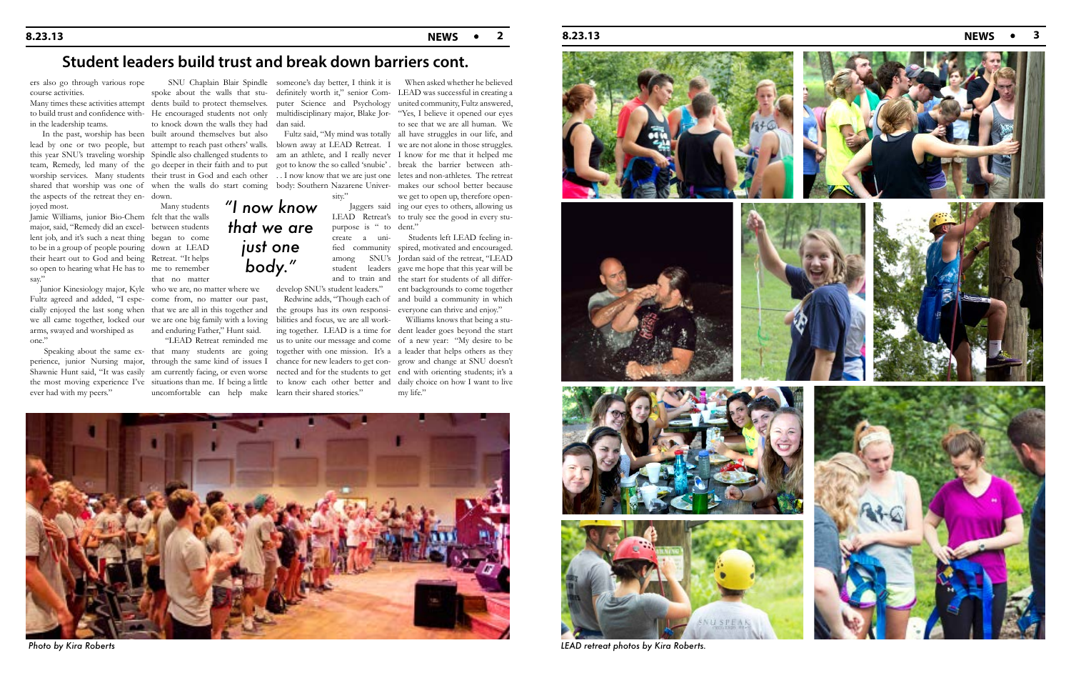# Student leaders build trust and break down barriers cont.

ers also go through various rope course activities.

Many times these activities attempt to build trust and confidence within the leadership teams.

In the past, worship has been lead by one or two people, but this year SNU's traveling worship team, Remedy, led many of the worship services. Many students shared that worship was one of the aspects of the retreat they enjoyed most.

Jamie Williams, junior Bio-Chem major, said, "Remedy did an excellent job, and it's such a neat thing to be in a group of people pouring their heart out to God and being so open to hearing what He has to say."

Junior Kinesiology major, Kyle Fultz agreed and added, "I especially enjoyed the last song when we all came together, locked our arms, swayed and worshiped as one."

Speaking about the same experience, junior Nursing major, Shawnie Hunt said, "It was easily the most moving experience I've ever had with my peers."

SNU Chaplain Blair Spindle spoke about the walls that students build to protect themselves. He encouraged students not only to knock down the walls they had built around themselves but also attempt to reach past others' walls. Spindle also challenged students to go deeper in their faith and to put their trust in God and each other when the walls do start coming down.

Many students felt that the walls between students began to come down at LEAD Retreat. "It helps me to remember that no matter who we are, no matter where we come from, no matter our past, that we are all in this together and we are one big family with a loving and enduring Father," Hunt said.

"LEAD Retreat reminded me that many students are going through the same kind of issues I am currently facing, or even worse situations than me. If being a little uncomfortable can help make someone's day better, I think it is definitely worth it," senior Computer Science and Psychology multidisciplinary major, Blake Jordan said.

*"I now know that we are just one body."*

Fultz said, "My mind was totally blown away at LEAD Retreat. I am an athlete, and I really never got to know the so called 'snubie'. . . I now know that we are just one body: Southern Nazarene University."

Jaggers said LEAD Retreat's purpose is " to create a unified community among SNU's student leaders and to train and develop SNU's student leaders."

Redwine adds, "Though each of the groups has its own responsibilities and focus, we are all working together. LEAD is a time for us to unite our message and come together with one mission. It's a chance for new leaders to get connected and for the students to get to know each other better and learn their shared stories."

When asked whether he believed LEAD was successful in creating a united community, Fultz answered, "Yes, I believe it opened our eyes to see that we are all human. We all have struggles in our life, and we are not alone in those struggles. I know for me that it helped me break the barrier between athletes and non-athletes. The retreat makes our school better because we get to open up, therefore opening our eyes to others, allowing us to truly see the good in every student."

Students left LEAD feeling inspired, motivated and encouraged. Jordan said of the retreat, "LEAD gave me hope that this year will be the start for students of all different backgrounds to come together and build a community in which everyone can thrive and enjoy."

Williams knows that being a student leader goes beyond the start of a new year: "My desire to be a leader that helps others as they grow and change at SNU doesn't end with orienting students; it's a daily choice on how I want to live my life."

*Photo by Kira Roberts*

*LEAD retreat photos by Kira Roberts.*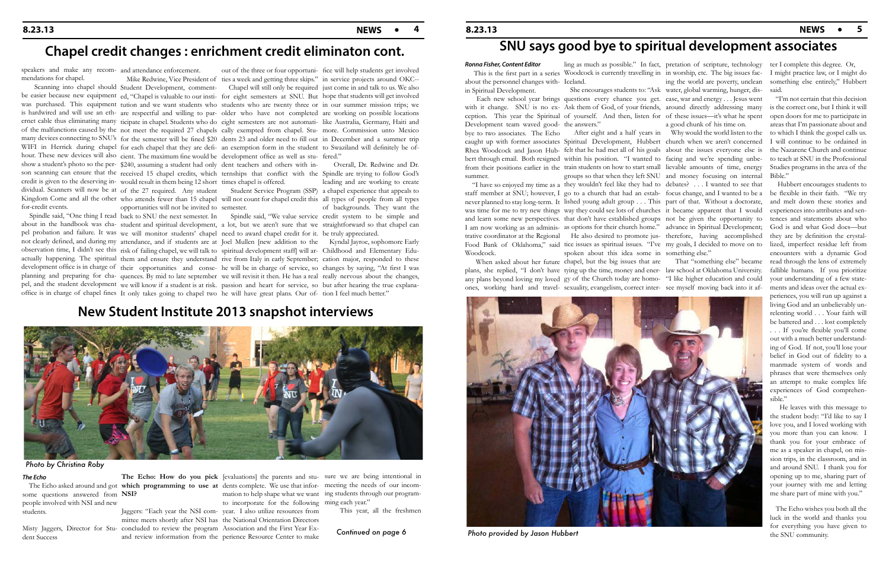## Chapel credit changes : enrichment credit eliminaton cont.

speakers and make any recommendations for chapel.

Scanning into chapel should be easier because new equipment was purchased. This equipment is hardwired and will use an ethernet cable thus eliminating many of the malfunctions caused by many devices connecting to SNU's WIFI in Herrick during chapel hour. These new devices will also show a student's photo so the person scanning can ensure that the credit is given to the deserving individual. Scanners will now be at Kingdom Come and all the other for-credit events.

Spindle said, "One thing I read about in the handbook was chapel probation and failure. It was not clearly defined, and during my observation time, I didn't see this actually happening. The spiritual development office is in charge of planning and preparing for chapel, and the student development office is in charge of chapel fines and attendance enforcement.

Mike Redwine, Vice President of Student Development, commented, "Chapel is valuable to our institution and we want students who are respectful and willing to participate in chapel. Students who do not meet the required 27 chapels for each chapel that they are deficient. The maximum fine would be $240, assuming a student had only received 15 chapel credits, which would result in them being 12 short of the 27 required. Any student who attends fewer than 15 chapel opportunities will not be invited to back to SNU the next semester. In student and spiritual development, we will monitor students' chapel attendance, and if students are at risk of failing chapel, we will talk to them and ensure they understand their opportunities and consequences. By mid to late september we will know if a student is at risk. It only takes going to chapel two out of the three or four opportunities a week and getting three skips."

Chapel will still only be required for eight semesters at SNU. But students who are twenty three or older who have not completed eight semesters are not automatically exempted from chapel. Students 23 and older need to fill out an exemption form in the student development office as well as student teachers and others with internships that conflict with the times chapel is offered.

Student Service Program (SSP) will not count for chapel credit this semester.

Spindle said, "We value service a lot, but we aren't sure that we need to award chapel credit for it. Joel Mullen [new addition to the spiritual development staff] will arrive from Italy in early September; he will be in charge of service, so passion and heart for service, so he will have great plans. Our office will help students get involved in service projects around OKC-- just come in and talk to us. We also hope that students will get involved in our summer mission trips; we are working on possible locations like Australia, Germany, Haiti and more. Commission unto Mexico in December and a summer trip to Swaziland will definitely be offered."

Overall, Dr. Redwine and Dr. Spindle are trying to follow God's leading and are working to create a chapel experience that appeals to all types of people from all types of backgrounds. They want the credit system to be simple and straightforward so that chapel can be truly appreciated.

Kyndal Jayroe, sophomore Early Childhood and Elementary Education major, responded to these changes by saying, "At first I was really nervous about the changes, but after hearing the true explanation I feel much better."

## New Student Institute 2013 snapshot interviews

*Photo by Christina Roby*

***The Echo***

The Echo asked around and got some questions answered from people involved with NSI and new students.

Misty Jaggers, Director for Student Success

**The Echo: How do you pick which programming to use at NSI?**

Jaggers: "Each year the NSI committee meets shortly after NSI has concluded to review the program and review information from the [evaluations] the parents and students complete. We use that information to help shape what we want to incorporate for the following year. I also utilize resources from the National Orientation Directors Association and the First Year Experience Resource Center to make sure we are being intentional in meeting the needs of our incoming students through our programming each year."

This year, all the freshmen

*Continued on page 6*

## SNU says good bye to spiritual development associates

***Ronna Fisher, Content Editor***

This is the first part in a series about the personnel changes within Spiritual Development.

Each new school year brings with it change. SNU is no exception. This year the Spiritual Development team waved goodbye to two associates. The Echo caught up with former associates Rhea Woodcock and Jason Hubbert through email. Both resigned from their positions earlier in the summer.

"I have so enjoyed my time as a staff member at SNU; however, I never planned to stay long-term. It was time for me to try new things and learn some new perspectives. I am now working as an administrative coordinator at the Regional Food Bank of Oklahoma," said Woodcock.

When asked about her future plans, she replied, "I don't have any plans beyond loving my loved ones, working hard and traveling as much as possible." In fact, Woodcock is currently travelling in Iceland.

She encourages students to: "Ask questions every chance you get. Ask them of God, of your friends, of yourself. And then, listen for the answers."

After eight and a half years in Spiritual Development, Hubbert felt that he had met all of his goals within his position. "I wanted to train students on how to start small groups so that when they left SNU they wouldn't feel like they had to go to a church that had an established young adult group . . . This way they could see lots of churches as options for their church home."

He also desired to promote justice issues as spiritual issues. "I've spoken about this idea some in chapel, but the big issues that are tying up the time, money and energy of the Church today are homosexuality, evangelism, correct interpretation of scripture, technology in worship, etc. The big issues facing the world are poverty, unclean water, global warming, hunger, disease, war and energy . . . Jesus went around directly addressing many of these issues—it's what he spent a good chunk of his time on.

Why would the world listen to the church when we aren't concerned about the issues everyone else is facing and we're spending unbelievable amounts of time, energy and money focusing on internal debates? . . . I wanted to see that focus change, and I wanted to be a part of that. Without a doctorate, it became apparent that I would not be given the opportunity to advance in Spiritual Development; therefore, having accomplished my goals, I decided to move on to something else."

That "something else" became law school at Oklahoma University. "I like higher education and could see myself moving back into it after I complete this degree. Or, I might practice law, or I might do something else entirely," Hubbert said.

"I'm not certain that this decision is the correct one, but I think it will open doors for me to participate in areas that I'm passionate about and to which I think the gospel calls us. I will continue to be ordained in the Nazarene Church and continue to teach at SNU in the Professional Studies programs in the area of the Bible."

Hubbert encourages students to be flexible in their faith. "We try and melt down these stories and experiences into attributes and sentences and statements about who God is and what God does—but they are by definition the crystallized, imperfect residue left from encounters with a dynamic God read through the lens of extremely fallible humans. If you prioritize your understanding of a few statements and ideas over the actual experiences, you will run up against a living God and an unbelievably unrelenting world . . . Your faith will be battered and . . . lost completely . . . If you're flexible you'll come out with a much better understanding of God. If not, you'll lose your belief in God out of fidelity to a manmade system of words and phrases that were themselves only an attempt to make complex life experiences of God comprehensible."

He leaves with this message to the student body: "I'd like to say I love you, and I loved working with you more than you can know. I thank you for your embrace of me as a speaker in chapel, on mission trips, in the classroom, and in and around SNU. I thank you for opening up to me, sharing part of your journey with me and letting me share part of mine with you."

The Echo wishes you both all the luck in the world and thanks you for everything you have given to the SNU community.

*Photo provided by Jason Hubbert*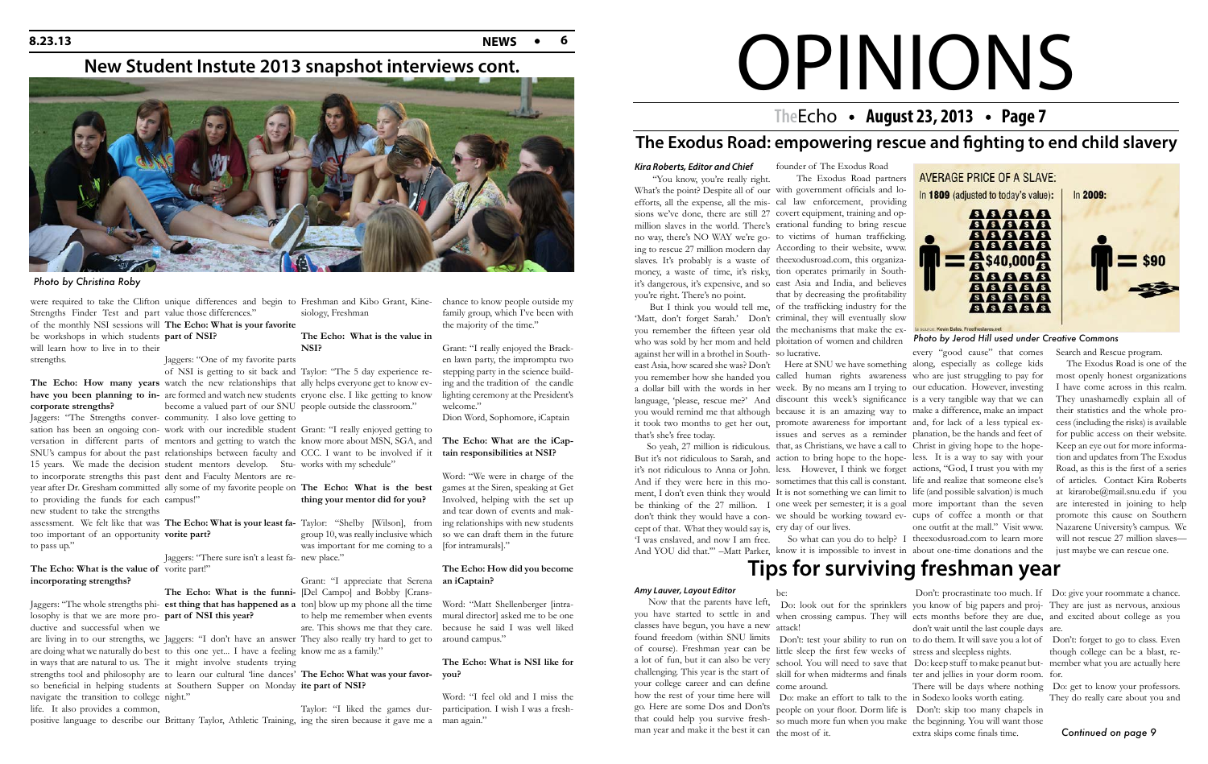## New Student Instute 2013 snapshot interviews cont.

*Photo by Christina Roby*

were required to take the Clifton Strengths Finder Test and part of the monthly NSI sessions will be workshops in which students will learn how to live in to their strengths.

**The Echo: How many years have you been planning to incorporate strengths?**

Jaggers: "The Strengths conversation has been an ongoing conversation in different parts of SNU's campus for about the past 15 years. We made the decision to incorporate strengths this past year after Dr. Gresham committed to providing the funds for each new student to take the strengths assessment. We felt like that was too important of an opportunity to pass up."

**The Echo: What is the value of incorporating strengths?**

Jaggers: "The whole strengths philosophy is that we are more productive and successful when we are living in to our strengths, we are doing what we naturally do best in ways that are natural to us. The strengths tool and philosophy are so beneficial in helping students navigate the transition to college life. It also provides a common, positive language to describe our unique differences and begin to value those differences."

**The Echo: What is your favorite part of NSI?**

Jaggers: "One of my favorite parts of NSI is getting to sit back and watch the new relationships that are formed and watch new students become a valued part of our SNU community. I also love getting to work with our incredible student mentors and getting to watch the relationships between faculty and student mentors develop. Students and Faculty Mentors are really some of my favorite people on campus!"

**The Echo: What is your least favorite part?**

Jaggers: "There sure isn't a least favorite part!"

**The Echo: What is the funniest thing that has happened as a part of NSI this year?**

Jaggers: "I don't have an answer yet... I have a feeling it might involve students trying to learn our cultural 'line dances' at Southern Supper on Monday night."

Brittany Taylor, Athletic Training, Freshman and Kibo Grant, Kinesiology, Freshman

**The Echo: What is the value in NSI?**

Taylor: "The 5 day experience really helps everyone get to know everyone else. I like getting to know people outside the classroom."

Grant: "I really enjoyed getting to know more about MSN, SGA, and CCC. I want to be involved if it works with my schedule"

**The Echo: What is the best thing your mentor did for you?**

Taylor: "Shelby [Wilson], from group 10, was really inclusive which was important for me coming to a new place."

Grant: "I appreciate that Serena [Del Campo] and Bobby [Cranston] blow up my phone all the time to help me remember when events are. This shows me that they care. They also really try hard to get to know me as a family."

**The Echo: What was your favorite part of NSI?**

Taylor: "I liked the games during the siren because it gave me a chance to know people outside my family group, which I've been with the majority of the time."

Grant: "I really enjoyed the Bracken lawn party, the impromptu two stepping party in the science building and the tradition of the candle lighting ceremony at the President's welcome."

Dion Word, Sophomore, iCaptain

**The Echo: What are the iCaptain responsibilities at NSI?**

Word: "We were in charge of the games at the Siren, speaking at Get Involved, helping with the set up and tear down of events and making relationships with new students so we can draft them in the future [for intramurals]."

**The Echo: How did you become an iCaptain?**

Word: "Matt Shellenberger [intramural director] asked me to be one because he said I was well liked around campus."

**The Echo: What is NSI like for you?**

Word: "I feel old and I miss the participation. I wish I was a freshman again."

# OPINIONS

## The Exodus Road: empowering rescue and fighting to end child slavery

***Kira Roberts, Editor and Chief***

"You know, you're really right. What's the point? Despite all of our efforts, all the expense, all the missions we've done, there are still 27 million slaves in the world. There's no way, there's NO WAY we're going to rescue 27 million modern day slaves. It's probably is a waste of money, a waste of time, it's risky, it's dangerous, it's expensive, and so you're right. There's no point.

But I think you would tell me, 'Matt, don't forget Sarah.' Don't you remember the fifteen year old who was sold by her mom and held against her will in a brothel in Southeast Asia, how scared she was? Don't you remember how she handed you a dollar bill with the words in her language, 'please, rescue me?' And you would remind me that although it took two months to get her out, that's she's free today.

So yeah, 27 million is ridiculous. But it's not ridiculous to Sarah, and it's not ridiculous to Anna or John. And if they were here in this moment, I don't even think they would be thinking of the 27 million. I don't think they would have a concept of that. What they would say is, 'I was enslaved, and now I am free. And YOU did that.'" –Matt Parker, founder of The Exodus Road

The Exodus Road partners with government officials and local law enforcement, providing covert equipment, training and operational funding to bring rescue to victims of human trafficking. According to their website, www.theexodusroad.com, this organization operates primarily in Southeast Asia and India, and believes that by decreasing the profitability of the trafficking industry for the criminal, they will eventually slow the mechanisms that make the exploitation of women and children so lucrative.

Here at SNU we have something called human rights awareness week. By no means am I trying to discount this week's significance because it is an amazing way to promote awareness for important issues and serves as a reminder that, as Christians, we have a call to action to bring hope to the hopeless. However, I think we forget sometimes that this call is constant. It is not something we can limit to one week per semester; it is a goal we should be working toward every day of our lives.

So what can you do to help? I know it is impossible to invest in every "good cause" that comes along, especially as college kids who are just struggling to pay for our education. However, investing is a very tangible way that we can make a difference, make an impact and, for lack of a less typical explanation, be the hands and feet of Christ in giving hope to the hopeless. It is a way to say with your actions, "God, I trust you with my life and realize that someone else's life (and possible salvation) is much more important than the seven cups of coffee a month or that one outfit at the mall." Visit theexodusroad.com to learn more about one-time donations and the Search and Rescue program.

*Photo by Jerod Hill used under Creative Commons*

The Exodus Road is one of the most openly honest organizations I have come across in this realm. They unashamedly explain all of their statistics and the whole process (including the risks) is available for public access on their website. Keep an eye out for more information and updates from The Exodus Road, as this is the first of a series of articles. Contact Kira Roberts at kirarobe@mail.snu.edu if you are interested in joining to help promote this cause on Southern Nazarene University's campus. We will not rescue 27 million slaves—just maybe we can rescue one.

## Tips for surviving freshman year

***Amy Lauver, Layout Editor***

Now that the parents have left, you have started to settle in and classes have begun, you have a new found freedom (within SNU limits of course). Freshman year can be a lot of fun, but it can also be very challenging. This year is the start of your college career and can define how the rest of your time here will go. Here are some Dos and Don'ts that could help you survive freshman year and make it the best it can be:

Do: look out for the sprinklers when crossing campus. They will attack!

Don't: test your ability to run on little sleep the first few weeks of school. You will need to save that skill for when midterms and finals come around.

Do: make an effort to talk to the people on your floor. Dorm life is so much more fun when you make the most of it.

Don't: procrastinate too much. If you know of big papers and projects months before they are due, don't wait until the last couple days to do them. It will save you a lot of stress and sleepless nights.

Do: keep stuff to make peanut butter and jellies in your dorm room. There will be days where nothing in Sodexo looks worth eating.

Don't: skip too many chapels in the beginning. You will want those extra skips come finals time.

Do: give your roommate a chance. They are just as nervous, anxious and excited about college as you are.

Don't: forget to go to class. Even though college can be a blast, remember what you are actually here for.

Do: get to know your professors. They do really care about you and

*Continued on page 9*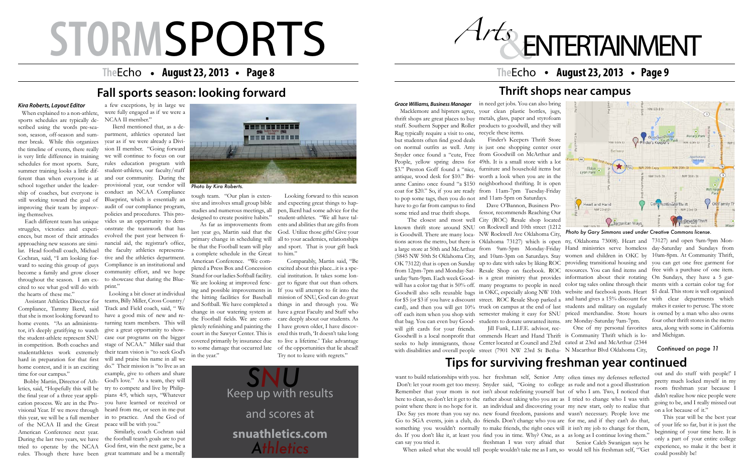# STORMSPORTS

## Fall sports season: looking forward

***Kira Roberts, Layout Editor***

When explained to a non-athlete, sports schedules are typically described using the words pre-season, season, off-season and summer break. While this organizes the timeline of events, there really is very little difference in training schedules for most sports. Sure, summer training looks a little different than when everyone is at school together under the leadership of coaches, but everyone is still working toward the goal of improving their team by improving themselves.

Each different team has unique struggles, victories and experiences, but most of their attitudes approaching new seasons are similar. Head football coach, Michael Cochran, said, "I am looking forward to seeing this group of guys become a family and grow closer throughout the season. I am excited to see what god will do with the hearts of these me."

Assistant Athletics Director for Compliance, Tammy Ikerd, said that she is most looking forward to home events. "As an administrator, it's deeply gratifying to watch the student-athlete represent SNU in competition. Both coaches and studentathletes work extremely hard in preparation for that first home contest, and it is an exciting time for our campus."

Bobby Martin, Director of Athletics, said, "Hopefully this will be the final year of a three year application process. We are in the Provisional Year. If we move through this year, we will be a full member of the NCAA II and the Great American Conference next year. During the last two years, we have tried to operate by the NCAA rules. Though there have been a few exceptions, by in large we were fully engaged as if we were a Division II member."

Ikerd mentioned that, as a department, athletics operated last year as if we were already a Division II member. "Going forward we will continue to focus on our rules education program with student-athletes, our faculty/staff and our community. During the provisional year, our vendor will conduct an NCAA Compliance Blueprint, which is essentially an audit of our compliance program, policies and procedures. This provides us an opportunity to demonstrate the teamwork that has evolved the past year between financial aid, the registrar's office, the faculty athletics representative and the athletics department. Compliance is an institutional and community effort, and we hope to showcase that during the Blueprint."

Looking a bit closer at individual teams, Billy Miller, Cross Country/Track and Field coach, said, " We have a good mix of new and returning team members. This will give a great opportunity to showcase our programs on the bigger stage of NCAA." Miller said that their team vision is "to seek God's will and praise his name in all we do." Their mission is "to live as an example, give to others and share God's love." As a team, they will try to compete and live by Philippians 4:9, which says, "Whatever you have learned or received or heard from me, or seen in me-put in to practice. And the God of peace will be with you."

Similarly, coach Cochran said the football team's goals are to put God first, win the next game, be a great teammate and be a mentally tough team. "Our plan is extensive and involves small group bible studies and numerous meetings, all designed to create positive habits."

*Photo by Kira Roberts.*

As far as improvements from last year go, Martin said that the primary change in scheduling will be that the Football team will play a complete schedule in the Great American Conference. "We completed a Press Box and Concession Stand for our ladies Softball facility. We are looking at improved fencing and possible improvements in the hitting facilities for Baseball and Softball. We have completed a change in our watering system at the Football fields. We are completely refinishing and painting the court in the Sawyer Center. This is covered primarily by insurance due to some damage that occurred late in the year."

Looking forward to this season and expecting great things to happen, Ikerd had some advice for the student-athletes. "We all have talents and abilities that are gifts from God. Utilize those gifts! Give your all to your academics, relationships and sport. That is your gift back to him."

Comparably, Martin said, "Be excited about this place...it is a special institution. It takes some longer to figure that out than others. If you will attempt to fit into the mission of SNU, God can do great things in and through you. We have a great Faculty and Staff who care deeply about our students. As I have grown older, I have discovered this truth, 'It doesn't take long to live a lifetime.' Take advantage of the opportunities that lie ahead! Try not to leave with regrets."

**SNU**
Keep up with results and scores at
**snuathletics.com**
*Athletics*

# Arts & ENTERTAINMENT

## Thrift shops near campus

***Grace Williams, Business Manager***

Macklemore and hipsters agree, thrift shops are great places to buy stuff. Southern Supper and Roller Rag typically require a visit to one, but students often find good deals on normal outfits as well. Amy Snyder once found a "cute, Free People, yellow spring dress for $3." Preston Goff found a "nice, antique, wood desk for $10." Brianne Canino once found "a $150 coat for $20." So, if you are ready to pop some tags, then you do not have to go far from campus to find some tried and true thrift shops.

The closest and most well known thrift store around SNU is Goodwill. There are many locations across the metro, but there is a large store at 50th and McArthur (5845 NW 50th St Oklahoma City, OK 73122) that is open on Sunday from 12pm-7pm and Monday-Saturday 9am-9pm. Each week Goodwill has a color tag that is 50% off. Goodwill also sells reusable bags for $5 (or $3 if you have a discount card), and then you will get 10% off each item when you shop with that bag. You can even buy Goodwill gift cards for your friends. Goodwill is a local nonprofit that seeks to help immigrants, those with disabilities and overall people in need get jobs. You can also bring your clean plastic bottles, jugs, metals, glass, paper and styrofoam products to goodwill, and they will recycle these items.

Finder's Keepers Thrift Store is just one shopping center over from Goodwill on McArthur and 49th. It is a small store with a lot furniture and household items but worth a look when you are in the neighborhood thrifting. It is open from 11am-7pm Tuesday-Friday and 11am-5pm on Saturdays.

Dave O'Bannon, Business Professor, recommends Reaching Our City (ROC) Resale shop located on Rockwell and 10th street (1212 NW Rockwell Ave Oklahoma City, Oklahoma 73127) which is open from 9am-5pm Monday-Friday and 10am-3pm on Saturdays. Stay up to date with sales by liking ROC Resale Shop on facebook. ROC is a great ministry that provides many programs to people in need in OKC, especially along NW 10th street. ROC Resale Shop parked a truck on campus at the end of last semester making it easy for SNU students to donate unwanted items.

Jill Funk, L.I.F.E. advisor, recommends Heart and Hand Thrift Center located at Council and 23rd street (7901 NW 23rd St Bethany, Oklahoma 73008). Heart and Hand ministries serve homeless women and children in OKC by providing transitional housing and resources. You can find items and information about their rotating color tag sales online through their website and facebook posts. Heart and hand gives a 15% discount for students and military on regularly priced merchandise. Store hours are Monday-Saturday 9am-7pm.

*Photo by Gary Simmons used under Creative Commons license.*

One of my personal favorites is Community Thrift which is located at 23rd and McArthur (2344 N Macarthur Blvd Oklahoma City, 73127) and open 9am-9pm Monday-Saturday and Sundays from 10am-8pm. At Community Thrift, you can get one free garment for free with a purchase of one item. On Sundays, they have a 5 garments with a certain color tag for $1 deal. This store is well organized with clear departments which makes it easier to peruse. The store is owned by a man who also owns four other thrift stores in the metro area, along with some in California and Michigan.

*Continued on page 11*

## Tips for surviving freshman year continued

want to build relationships with you.

Don't: let your room get too messy. Remember that your mom is not here to clean, so don't let it get to the point where there is no hope for it.

Do: Say yes more than you say no. Go to SGA events, join a club, do something you wouldn't normally do. If you don't like it, at least you can say you tried it.

When asked what she would tell her freshman self, Senior Amy Snyder said, "Going to college isn't about redefining yourself but rather about taking who you are as an individual and discovering your new freedom, passions and ideas. Don't change who you are to make friends, the right ones will find you in time. Why? One, as freshman I was very afraid that people wouldn't take me as I am, so often times my defenses reflected as rude and not a good illustration of who I am. Two, I noticed that I tried to change who I was with my new start, only to realize that wasn't necessary. People love me for me, and if they can't do that, it isn't my job to change for them, as long as I continue loving them."

Senior Caleb Swanigan says he would tell his freshman self, "'Get out and do stuff with people!' I pretty much locked myself in my room freshman year because I didn't realize how nice people were going to be, and I really missed out on a lot because of it."

This year will be the best year of your life so far, but it is just the beginning of your time here. It is only a part of your entire college experience, so make it the best it could possibly be!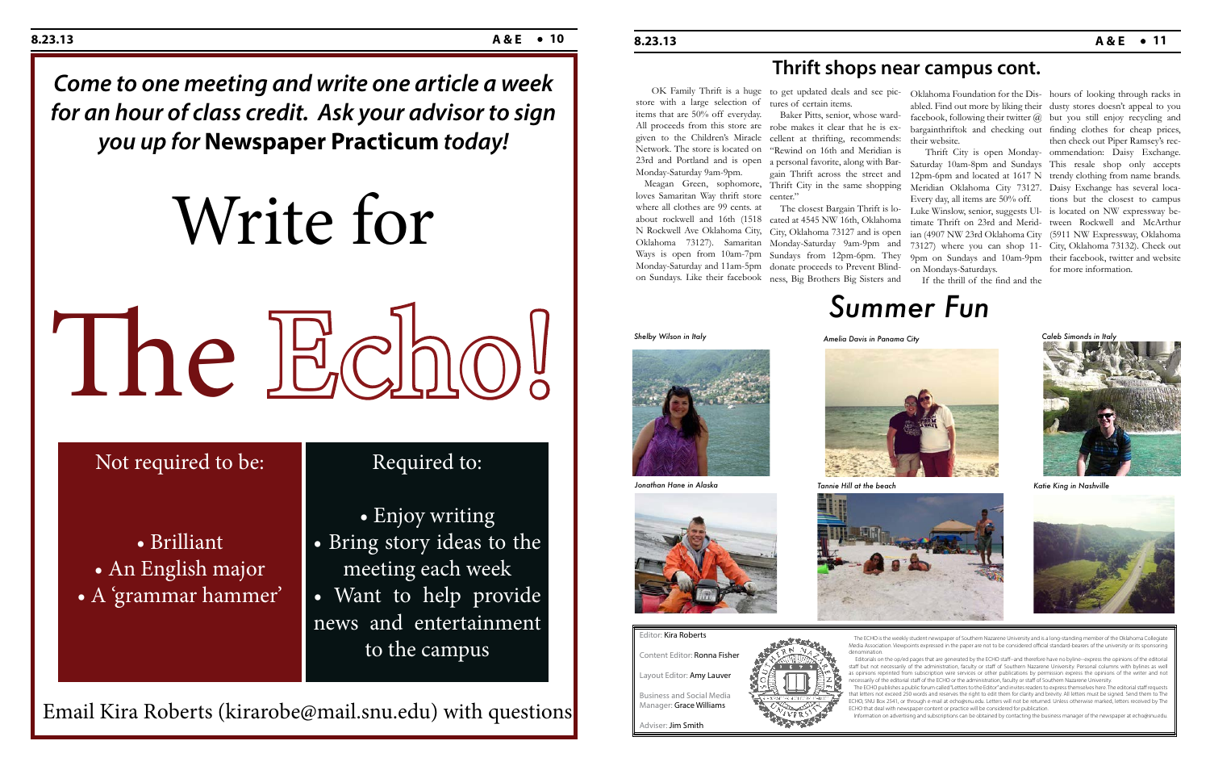**_Come to one meeting and write one article a week for an hour of class credit. Ask your advisor to sign you up for_ Newspaper Practicum _today!_**

# Write for

# The Echo!

Not required to be:

- Brilliant
- An English major
- A 'grammar hammer'

Required to:

- Enjoy writing
- Bring story ideas to the meeting each week
- Want to help provide news and entertainment to the campus

Email Kira Roberts (kirarobe@mail.snu.edu) with questions

## Thrift shops near campus cont.

OK Family Thrift is a huge store with a large selection of items that are 50% off everyday. All proceeds from this store are given to the Children's Miracle Network. The store is located on 23rd and Portland and is open Monday-Saturday 9am-9pm.

Meagan Green, sophomore, loves Samaritan Way thrift store where all clothes are 99 cents. at about rockwell and 16th (1518 N Rockwell Ave Oklahoma City, Oklahoma 73127). Samaritan Ways is open from 10am-7pm Monday-Saturday and 11am-5pm on Sundays. Like their facebook to get updated deals and see pictures of certain items.

Baker Pitts, senior, whose wardrobe makes it clear that he is excellent at thrifting, recommends: "Rewind on 16th and Meridian is a personal favorite, along with Bargain Thrift across the street and Thrift City in the same shopping center."

The closest Bargain Thrift is located at 4545 NW 16th, Oklahoma City, Oklahoma 73127 and is open Monday-Saturday 9am-9pm and Sundays from 12pm-6pm. They donate proceeds to Prevent Blindness, Big Brothers Big Sisters and Oklahoma Foundation for the Disabled. Find out more by liking their facebook, following their twitter @bargainthriftok and checking out their website.

Thrift City is open Monday-Saturday 10am-8pm and Sundays 12pm-6pm and located at 1617 N Meridian Oklahoma City 73127. Every day, all items are 50% off.

Luke Winslow, senior, suggests Ultimate Thrift on 23rd and Meridian (4907 NW 23rd Oklahoma City 73127) where you can shop 11-9pm on Sundays and 10am-9pm on Mondays-Saturdays.

If the thrill of the find and the hours of looking through racks in dusty stores doesn't appeal to you but you still enjoy recycling and finding clothes for cheap prices, then check out Piper Ramsey's recommendation: Daisy Exchange. This resale shop only accepts trendy clothing from name brands. Daisy Exchange has several locations but the closest to campus is located on NW expressway between Rockwell and McArthur (5911 NW Expressway, Oklahoma City, Oklahoma 73132). Check out their facebook, twitter and website for more information.

## *Summer Fun*

*Shelby Wilson in Italy*

*Amelia Davis in Panama City*

*Caleb Simonds in Italy*

*Jonathan Hane in Alaska*

*Tannie Hill at the beach*

*Katie King in Nashville*

Editor: Kira Roberts

Content Editor: Ronna Fisher

Layout Editor: Amy Lauver

Business and Social Media Manager: Grace Williams

Adviser: Jim Smith

The ECHO is the weekly student newspaper of Southern Nazarene University and is a long-standing member of the Oklahoma Collegiate Media Association. Viewpoints expressed in the paper are not to be considered official standard-bearers of the university or its sponsoring denomination.

Editorials on the op/ed pages that are generated by the ECHO staff--and therefore have no byline--express the opinions of the editorial staff but not necessarily of the administration, faculty or staff of Southern Nazarene University. Personal columns with bylines as well as opinions reprinted from subscription wire services or other publications by permission express the opinions of the writer and not necessarily of the editorial staff of the ECHO or the administration, faculty or staff of Southern Nazarene University.

The ECHO publishes a public forum called "Letters to the Editor" and invites readers to express themselves here. The editorial staff requests that letters not exceed 250 words and reserves the right to edit them for clarity and brevity. All letters must be signed. Send them to The ECHO, SNU Box 2541, or through e-mail at echo@snu.edu. Letters will not be returned. Unless otherwise marked, letters received by The ECHO that deal with newspaper content or practice will be considered for publication.

Information on advertising and subscriptions can be obtained by contacting the business manager of the newspaper at echo@snu.edu.